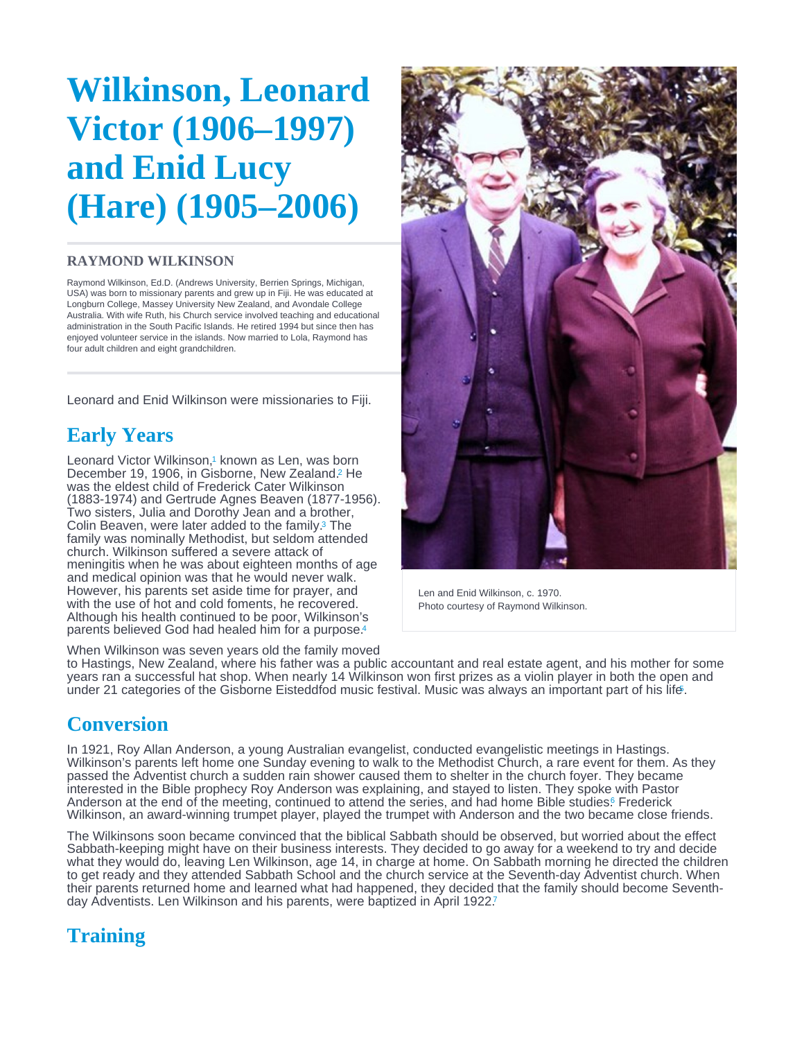# Wilkinson, Leonard Victor (1906–1997) and Enid Lucy (Hare) (1905–2006)

### RAYMOND WILKINSON

Raymond Wilkinson, Ed.D. (Andrews University, Berrien Springs, Michigan, USA) was born to missionary parents and grew up in Fiji. He was educated at Longburn College, Massey University New Zealand, and Avondale College Australia. With wife Ruth, his Church service involved teaching and educational administration in the South Pacific Islands. He retired 1994 but since then has enjoyed volunteer service in the islands. Now married to Lola, Raymond has four adult children and eight grandchildren.

Leonard and Enid Wilkinson were missionaries to Fiji.

Len and Enid Wilkinson, c. 1970.
Photo courtesy of Raymond Wilkinson.

## Early Years

Leonard Victor Wilkinson,[1] known as Len, was born December 19, 1906, in Gisborne, New Zealand.[2] He was the eldest child of Frederick Cater Wilkinson (1883-1974) and Gertrude Agnes Beaven (1877-1956). Two sisters, Julia and Dorothy Jean and a brother, Colin Beaven, were later added to the family.[3] The family was nominally Methodist, but seldom attended church. Wilkinson suffered a severe attack of meningitis when he was about eighteen months of age and medical opinion was that he would never walk. However, his parents set aside time for prayer, and with the use of hot and cold foments, he recovered. Although his health continued to be poor, Wilkinson's parents believed God had healed him for a purpose.[4]

When Wilkinson was seven years old the family moved to Hastings, New Zealand, where his father was a public accountant and real estate agent, and his mother for some years ran a successful hat shop. When nearly 14 Wilkinson won first prizes as a violin player in both the open and under 21 categories of the Gisborne Eisteddfod music festival. Music was always an important part of his life[5].

## Conversion

In 1921, Roy Allan Anderson, a young Australian evangelist, conducted evangelistic meetings in Hastings. Wilkinson's parents left home one Sunday evening to walk to the Methodist Church, a rare event for them. As they passed the Adventist church a sudden rain shower caused them to shelter in the church foyer. They became interested in the Bible prophecy Roy Anderson was explaining, and stayed to listen. They spoke with Pastor Anderson at the end of the meeting, continued to attend the series, and had home Bible studies.[6] Frederick Wilkinson, an award-winning trumpet player, played the trumpet with Anderson and the two became close friends.

The Wilkinsons soon became convinced that the biblical Sabbath should be observed, but worried about the effect Sabbath-keeping might have on their business interests. They decided to go away for a weekend to try and decide what they would do, leaving Len Wilkinson, age 14, in charge at home. On Sabbath morning he directed the children to get ready and they attended Sabbath School and the church service at the Seventh-day Adventist church. When their parents returned home and learned what had happened, they decided that the family should become Seventh-day Adventists. Len Wilkinson and his parents, were baptized in April 1922.[7]

## Training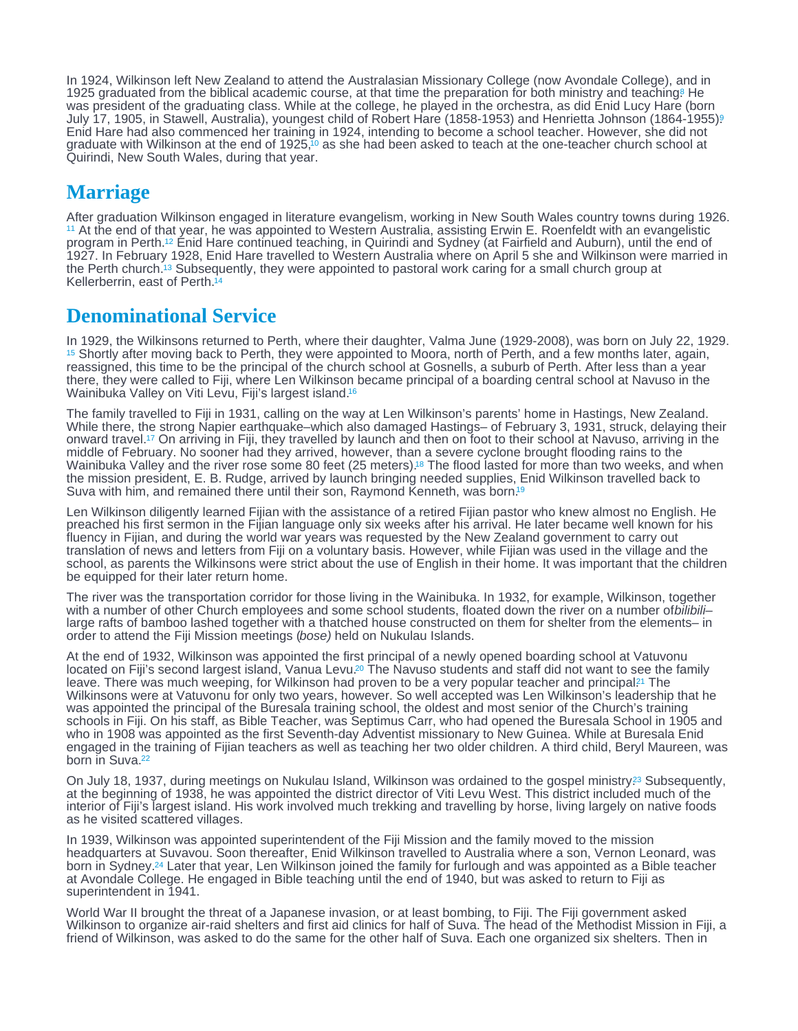In 1924, Wilkinson left New Zealand to attend the Australasian Missionary College (now Avondale College), and in 1925 graduated from the biblical academic course, at that time the preparation for both ministry and teaching.[8] He was president of the graduating class. While at the college, he played in the orchestra, as did Enid Lucy Hare (born July 17, 1905, in Stawell, Australia), youngest child of Robert Hare (1858-1953) and Henrietta Johnson (1864-1955).[9] Enid Hare had also commenced her training in 1924, intending to become a school teacher. However, she did not graduate with Wilkinson at the end of 1925,[10] as she had been asked to teach at the one-teacher church school at Quirindi, New South Wales, during that year.

## Marriage

After graduation Wilkinson engaged in literature evangelism, working in New South Wales country towns during 1926.[11] At the end of that year, he was appointed to Western Australia, assisting Erwin E. Roenfeldt with an evangelistic program in Perth.[12] Enid Hare continued teaching, in Quirindi and Sydney (at Fairfield and Auburn), until the end of 1927. In February 1928, Enid Hare travelled to Western Australia where on April 5 she and Wilkinson were married in the Perth church.[13] Subsequently, they were appointed to pastoral work caring for a small church group at Kellerberrin, east of Perth.[14]

## Denominational Service

In 1929, the Wilkinsons returned to Perth, where their daughter, Valma June (1929-2008), was born on July 22, 1929.[15] Shortly after moving back to Perth, they were appointed to Moora, north of Perth, and a few months later, again, reassigned, this time to be the principal of the church school at Gosnells, a suburb of Perth. After less than a year there, they were called to Fiji, where Len Wilkinson became principal of a boarding central school at Navuso in the Wainibuka Valley on Viti Levu, Fiji's largest island.[16]

The family travelled to Fiji in 1931, calling on the way at Len Wilkinson's parents' home in Hastings, New Zealand. While there, the strong Napier earthquake–which also damaged Hastings– of February 3, 1931, struck, delaying their onward travel.[17] On arriving in Fiji, they travelled by launch and then on foot to their school at Navuso, arriving in the middle of February. No sooner had they arrived, however, than a severe cyclone brought flooding rains to the Wainibuka Valley and the river rose some 80 feet (25 meters).[18] The flood lasted for more than two weeks, and when the mission president, E. B. Rudge, arrived by launch bringing needed supplies, Enid Wilkinson travelled back to Suva with him, and remained there until their son, Raymond Kenneth, was born.[19]

Len Wilkinson diligently learned Fijian with the assistance of a retired Fijian pastor who knew almost no English. He preached his first sermon in the Fijian language only six weeks after his arrival. He later became well known for his fluency in Fijian, and during the world war years was requested by the New Zealand government to carry out translation of news and letters from Fiji on a voluntary basis. However, while Fijian was used in the village and the school, as parents the Wilkinsons were strict about the use of English in their home. It was important that the children be equipped for their later return home.

The river was the transportation corridor for those living in the Wainibuka. In 1932, for example, Wilkinson, together with a number of other Church employees and some school students, floated down the river on a number of *bilibili*– large rafts of bamboo lashed together with a thatched house constructed on them for shelter from the elements– in order to attend the Fiji Mission meetings (*bose)* held on Nukulau Islands.

At the end of 1932, Wilkinson was appointed the first principal of a newly opened boarding school at Vatuvonu located on Fiji's second largest island, Vanua Levu.[20] The Navuso students and staff did not want to see the family leave. There was much weeping, for Wilkinson had proven to be a very popular teacher and principal.[21] The Wilkinsons were at Vatuvonu for only two years, however. So well accepted was Len Wilkinson's leadership that he was appointed the principal of the Buresala training school, the oldest and most senior of the Church's training schools in Fiji. On his staff, as Bible Teacher, was Septimus Carr, who had opened the Buresala School in 1905 and who in 1908 was appointed as the first Seventh-day Adventist missionary to New Guinea. While at Buresala Enid engaged in the training of Fijian teachers as well as teaching her two older children. A third child, Beryl Maureen, was born in Suva.[22]

On July 18, 1937, during meetings on Nukulau Island, Wilkinson was ordained to the gospel ministry.[23] Subsequently, at the beginning of 1938, he was appointed the district director of Viti Levu West. This district included much of the interior of Fiji's largest island. His work involved much trekking and travelling by horse, living largely on native foods as he visited scattered villages.

In 1939, Wilkinson was appointed superintendent of the Fiji Mission and the family moved to the mission headquarters at Suvavou. Soon thereafter, Enid Wilkinson travelled to Australia where a son, Vernon Leonard, was born in Sydney.[24] Later that year, Len Wilkinson joined the family for furlough and was appointed as a Bible teacher at Avondale College. He engaged in Bible teaching until the end of 1940, but was asked to return to Fiji as superintendent in 1941.

World War II brought the threat of a Japanese invasion, or at least bombing, to Fiji. The Fiji government asked Wilkinson to organize air-raid shelters and first aid clinics for half of Suva. The head of the Methodist Mission in Fiji, a friend of Wilkinson, was asked to do the same for the other half of Suva. Each one organized six shelters. Then in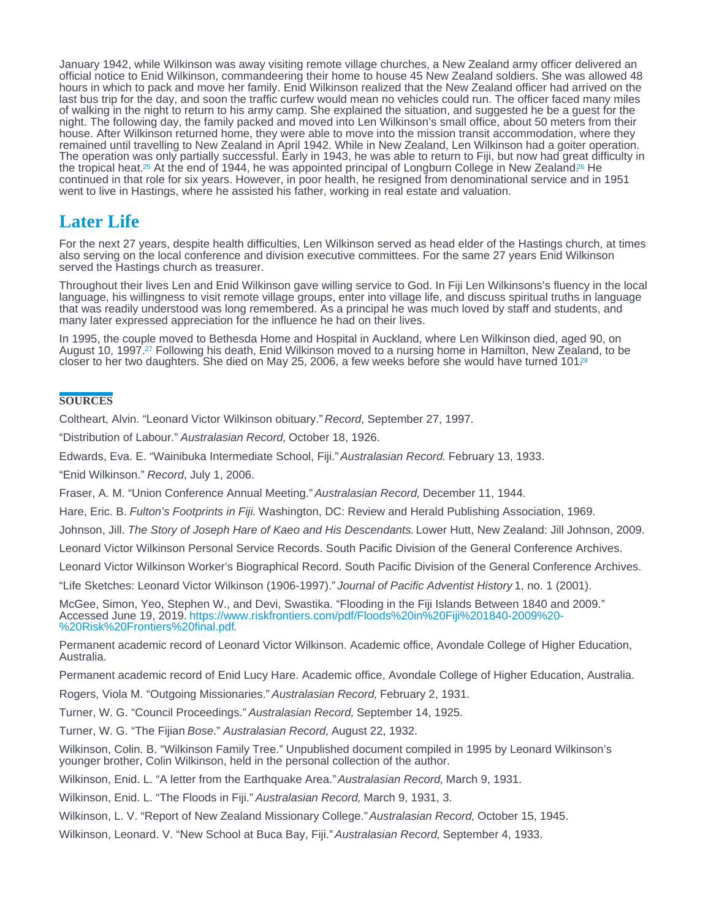January 1942, while Wilkinson was away visiting remote village churches, a New Zealand army officer delivered an official notice to Enid Wilkinson, commandeering their home to house 45 New Zealand soldiers. She was allowed 48 hours in which to pack and move her family. Enid Wilkinson realized that the New Zealand officer had arrived on the last bus trip for the day, and soon the traffic curfew would mean no vehicles could run. The officer faced many miles of walking in the night to return to his army camp. She explained the situation, and suggested he be a guest for the night. The following day, the family packed and moved into Len Wilkinson's small office, about 50 meters from their house. After Wilkinson returned home, they were able to move into the mission transit accommodation, where they remained until travelling to New Zealand in April 1942. While in New Zealand, Len Wilkinson had a goiter operation. The operation was only partially successful. Early in 1943, he was able to return to Fiji, but now had great difficulty in the tropical heat.[25] At the end of 1944, he was appointed principal of Longburn College in New Zealand.[26] He continued in that role for six years. However, in poor health, he resigned from denominational service and in 1951 went to live in Hastings, where he assisted his father, working in real estate and valuation.

## Later Life

For the next 27 years, despite health difficulties, Len Wilkinson served as head elder of the Hastings church, at times also serving on the local conference and division executive committees. For the same 27 years Enid Wilkinson served the Hastings church as treasurer.

Throughout their lives Len and Enid Wilkinson gave willing service to God. In Fiji Len Wilkinsons's fluency in the local language, his willingness to visit remote village groups, enter into village life, and discuss spiritual truths in language that was readily understood was long remembered. As a principal he was much loved by staff and students, and many later expressed appreciation for the influence he had on their lives.

In 1995, the couple moved to Bethesda Home and Hospital in Auckland, where Len Wilkinson died, aged 90, on August 10, 1997.[27] Following his death, Enid Wilkinson moved to a nursing home in Hamilton, New Zealand, to be closer to her two daughters. She died on May 25, 2006, a few weeks before she would have turned 101.[28]

### SOURCES

Coltheart, Alvin. "Leonard Victor Wilkinson obituary." *Record*, September 27, 1997.

"Distribution of Labour." *Australasian Record,* October 18, 1926.

Edwards, Eva. E. "Wainibuka Intermediate School, Fiji." *Australasian Record.* February 13, 1933.

"Enid Wilkinson." *Record*, July 1, 2006.

Fraser, A. M. "Union Conference Annual Meeting." *Australasian Record,* December 11, 1944.

Hare, Eric. B. *Fulton's Footprints in Fiji.* Washington, DC: Review and Herald Publishing Association, 1969.

Johnson, Jill. *The Story of Joseph Hare of Kaeo and His Descendants.* Lower Hutt, New Zealand: Jill Johnson, 2009.

Leonard Victor Wilkinson Personal Service Records. South Pacific Division of the General Conference Archives.

Leonard Victor Wilkinson Worker's Biographical Record. South Pacific Division of the General Conference Archives.

"Life Sketches: Leonard Victor Wilkinson (1906-1997)." *Journal of Pacific Adventist History* 1, no. 1 (2001).

McGee, Simon, Yeo, Stephen W., and Devi, Swastika. "Flooding in the Fiji Islands Between 1840 and 2009." Accessed June 19, 2019. https://www.riskfrontiers.com/pdf/Floods%20in%20Fiji%201840-2009%20-%20Risk%20Frontiers%20final.pdf.

Permanent academic record of Leonard Victor Wilkinson. Academic office, Avondale College of Higher Education, Australia.

Permanent academic record of Enid Lucy Hare. Academic office, Avondale College of Higher Education, Australia.

Rogers, Viola M. "Outgoing Missionaries." *Australasian Record,* February 2, 1931.

Turner, W. G. "Council Proceedings." *Australasian Record,* September 14, 1925.

Turner, W. G. "The Fijian *Bose*." *Australasian Record,* August 22, 1932.

Wilkinson, Colin. B. "Wilkinson Family Tree." Unpublished document compiled in 1995 by Leonard Wilkinson's younger brother, Colin Wilkinson, held in the personal collection of the author.

Wilkinson, Enid. L. "A letter from the Earthquake Area." *Australasian Record,* March 9, 1931.

Wilkinson, Enid. L. "The Floods in Fiji." *Australasian Record,* March 9, 1931, 3.

Wilkinson, L. V. "Report of New Zealand Missionary College." *Australasian Record,* October 15, 1945.

Wilkinson, Leonard. V. "New School at Buca Bay, Fiji." *Australasian Record,* September 4, 1933.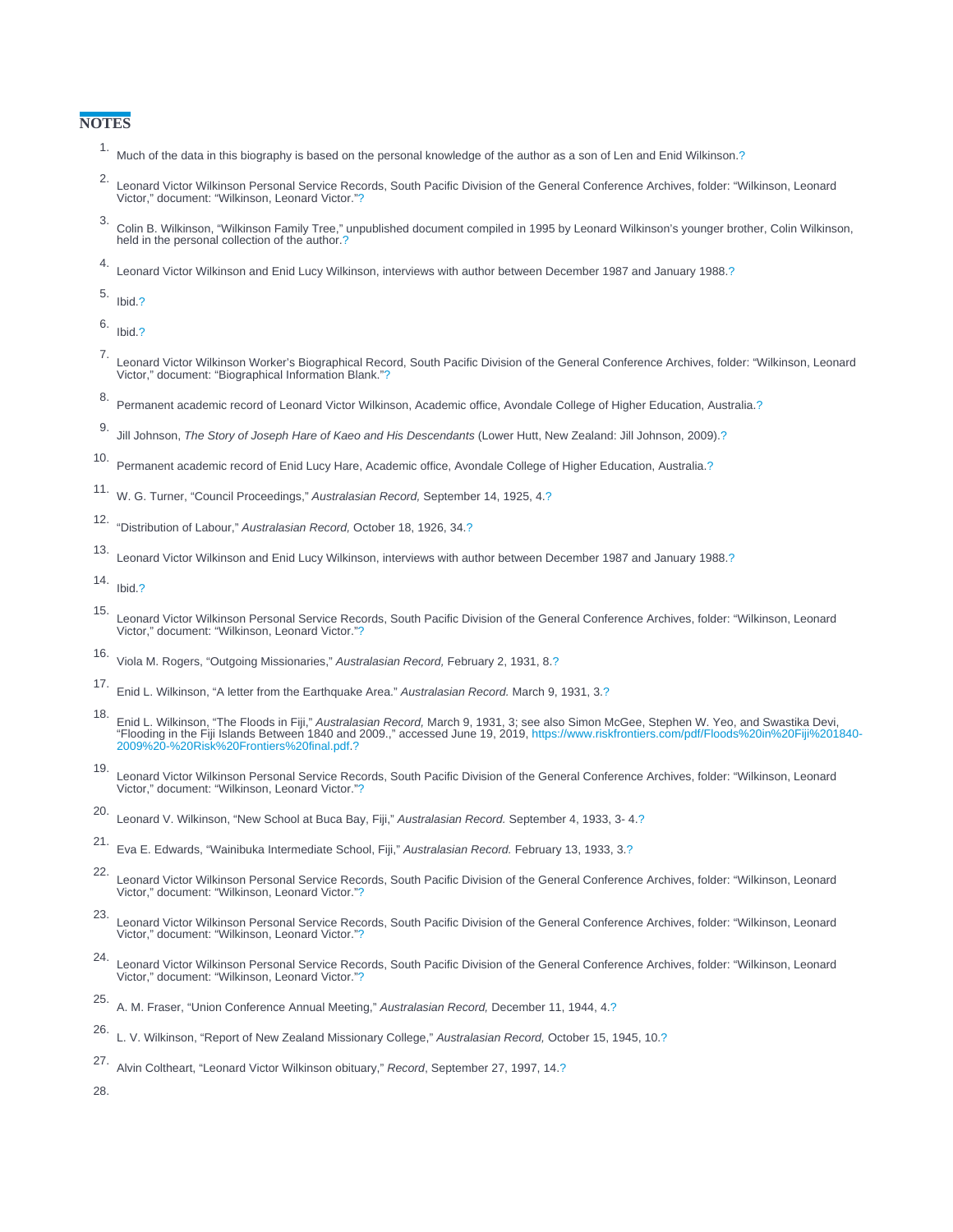## NOTES

1. Much of the data in this biography is based on the personal knowledge of the author as a son of Len and Enid Wilkinson.?

2. Leonard Victor Wilkinson Personal Service Records, South Pacific Division of the General Conference Archives, folder: "Wilkinson, Leonard Victor," document: "Wilkinson, Leonard Victor."?

3. Colin B. Wilkinson, "Wilkinson Family Tree," unpublished document compiled in 1995 by Leonard Wilkinson's younger brother, Colin Wilkinson, held in the personal collection of the author.?

4. Leonard Victor Wilkinson and Enid Lucy Wilkinson, interviews with author between December 1987 and January 1988.?

5. Ibid.?

6. Ibid.?

7. Leonard Victor Wilkinson Worker's Biographical Record, South Pacific Division of the General Conference Archives, folder: "Wilkinson, Leonard Victor," document: "Biographical Information Blank."?

8. Permanent academic record of Leonard Victor Wilkinson, Academic office, Avondale College of Higher Education, Australia.?

9. Jill Johnson, *The Story of Joseph Hare of Kaeo and His Descendants* (Lower Hutt, New Zealand: Jill Johnson, 2009).?

10. Permanent academic record of Enid Lucy Hare, Academic office, Avondale College of Higher Education, Australia.?

11. W. G. Turner, "Council Proceedings," *Australasian Record,* September 14, 1925, 4.?

12. "Distribution of Labour," *Australasian Record,* October 18, 1926, 34.?

13. Leonard Victor Wilkinson and Enid Lucy Wilkinson, interviews with author between December 1987 and January 1988.?

14. Ibid.?

15. Leonard Victor Wilkinson Personal Service Records, South Pacific Division of the General Conference Archives, folder: "Wilkinson, Leonard Victor," document: "Wilkinson, Leonard Victor."?

16. Viola M. Rogers, "Outgoing Missionaries," *Australasian Record,* February 2, 1931, 8.?

17. Enid L. Wilkinson, "A letter from the Earthquake Area." *Australasian Record.* March 9, 1931, 3.?

18. Enid L. Wilkinson, "The Floods in Fiji," *Australasian Record,* March 9, 1931, 3; see also Simon McGee, Stephen W. Yeo, and Swastika Devi, "Flooding in the Fiji Islands Between 1840 and 2009.," accessed June 19, 2019, https://www.riskfrontiers.com/pdf/Floods%20in%20Fiji%201840-2009%20-%20Risk%20Frontiers%20final.pdf.?

19. Leonard Victor Wilkinson Personal Service Records, South Pacific Division of the General Conference Archives, folder: "Wilkinson, Leonard Victor," document: "Wilkinson, Leonard Victor."?

20. Leonard V. Wilkinson, "New School at Buca Bay, Fiji," *Australasian Record.* September 4, 1933, 3- 4.?

21. Eva E. Edwards, "Wainibuka Intermediate School, Fiji," *Australasian Record.* February 13, 1933, 3.?

22. Leonard Victor Wilkinson Personal Service Records, South Pacific Division of the General Conference Archives, folder: "Wilkinson, Leonard Victor," document: "Wilkinson, Leonard Victor."?

23. Leonard Victor Wilkinson Personal Service Records, South Pacific Division of the General Conference Archives, folder: "Wilkinson, Leonard Victor," document: "Wilkinson, Leonard Victor."?

24. Leonard Victor Wilkinson Personal Service Records, South Pacific Division of the General Conference Archives, folder: "Wilkinson, Leonard Victor," document: "Wilkinson, Leonard Victor."?

25. A. M. Fraser, "Union Conference Annual Meeting," *Australasian Record,* December 11, 1944, 4.?

26. L. V. Wilkinson, "Report of New Zealand Missionary College," *Australasian Record,* October 15, 1945, 10.?

27. Alvin Coltheart, "Leonard Victor Wilkinson obituary," *Record*, September 27, 1997, 14.?

28.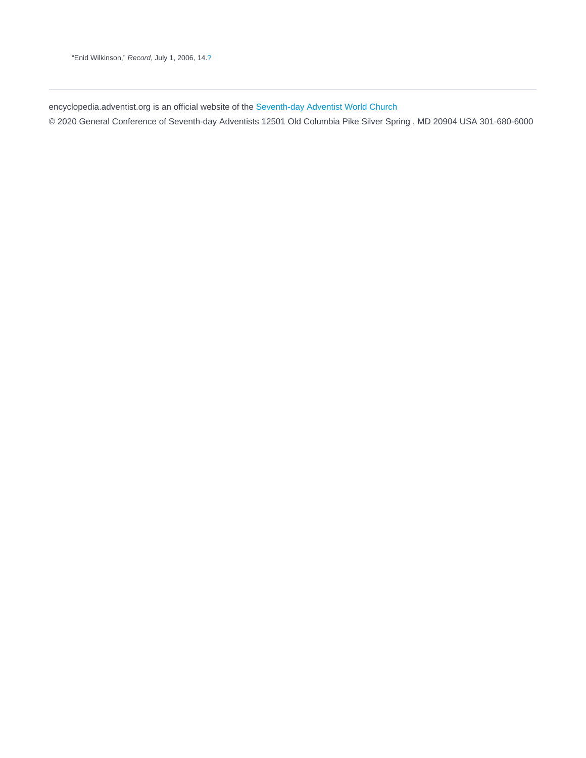"Enid Wilkinson," *Record*, July 1, 2006, 14.?

---

encyclopedia.adventist.org is an official website of the Seventh-day Adventist World Church

© 2020 General Conference of Seventh-day Adventists 12501 Old Columbia Pike Silver Spring , MD 20904 USA 301-680-6000